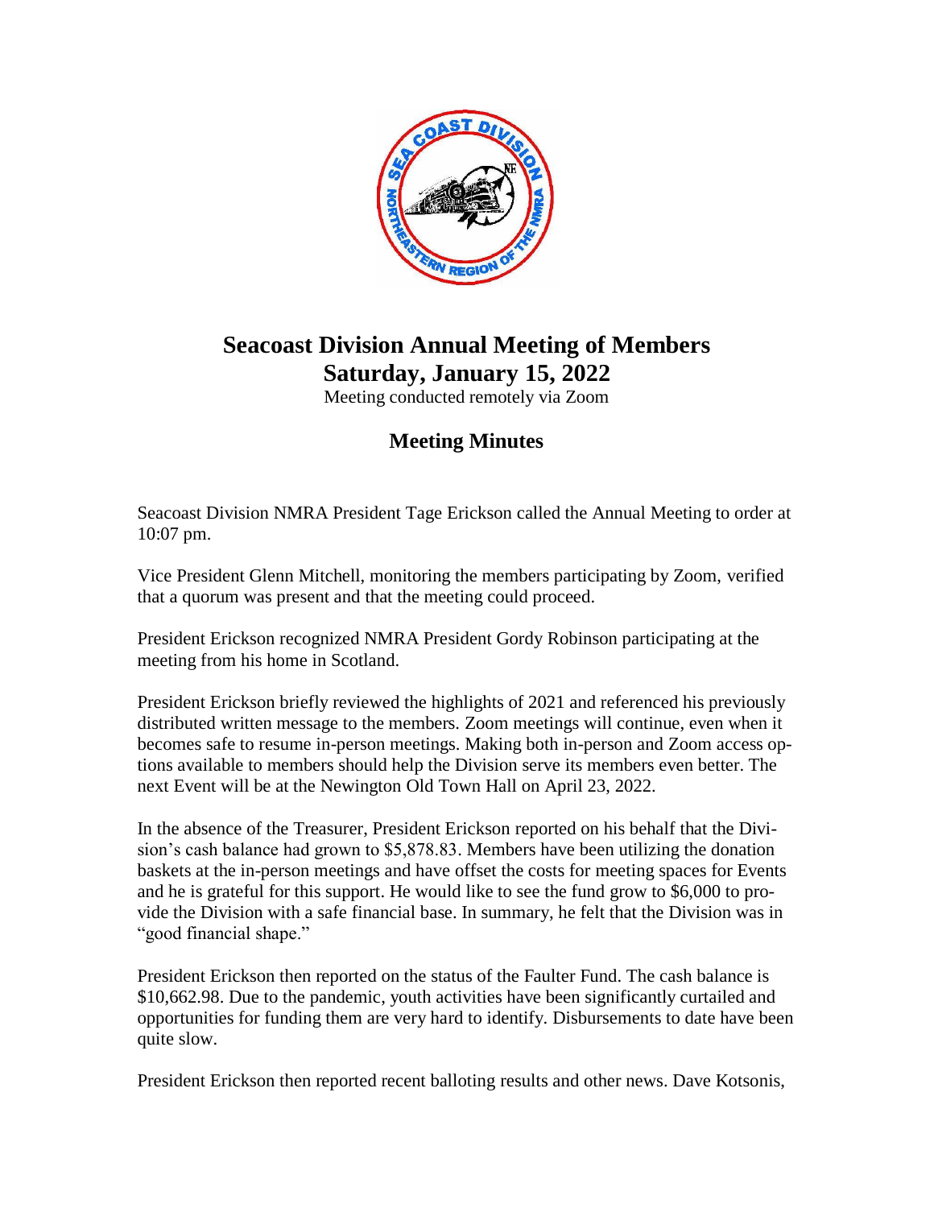# Seacoast Division Annual Meeting of Members
# Saturday, January 15, 2022

Meeting conducted remotely via Zoom

## Meeting Minutes

Seacoast Division NMRA President Tage Erickson called the Annual Meeting to order at 10:07 pm.

Vice President Glenn Mitchell, monitoring the members participating by Zoom, verified that a quorum was present and that the meeting could proceed.

President Erickson recognized NMRA President Gordy Robinson participating at the meeting from his home in Scotland.

President Erickson briefly reviewed the highlights of 2021 and referenced his previously distributed written message to the members. Zoom meetings will continue, even when it becomes safe to resume in-person meetings. Making both in-person and Zoom access options available to members should help the Division serve its members even better. The next Event will be at the Newington Old Town Hall on April 23, 2022.

In the absence of the Treasurer, President Erickson reported on his behalf that the Division's cash balance had grown to $5,878.83. Members have been utilizing the donation baskets at the in-person meetings and have offset the costs for meeting spaces for Events and he is grateful for this support. He would like to see the fund grow to $6,000 to provide the Division with a safe financial base. In summary, he felt that the Division was in "good financial shape."

President Erickson then reported on the status of the Faulter Fund. The cash balance is $10,662.98. Due to the pandemic, youth activities have been significantly curtailed and opportunities for funding them are very hard to identify. Disbursements to date have been quite slow.

President Erickson then reported recent balloting results and other news. Dave Kotsonis,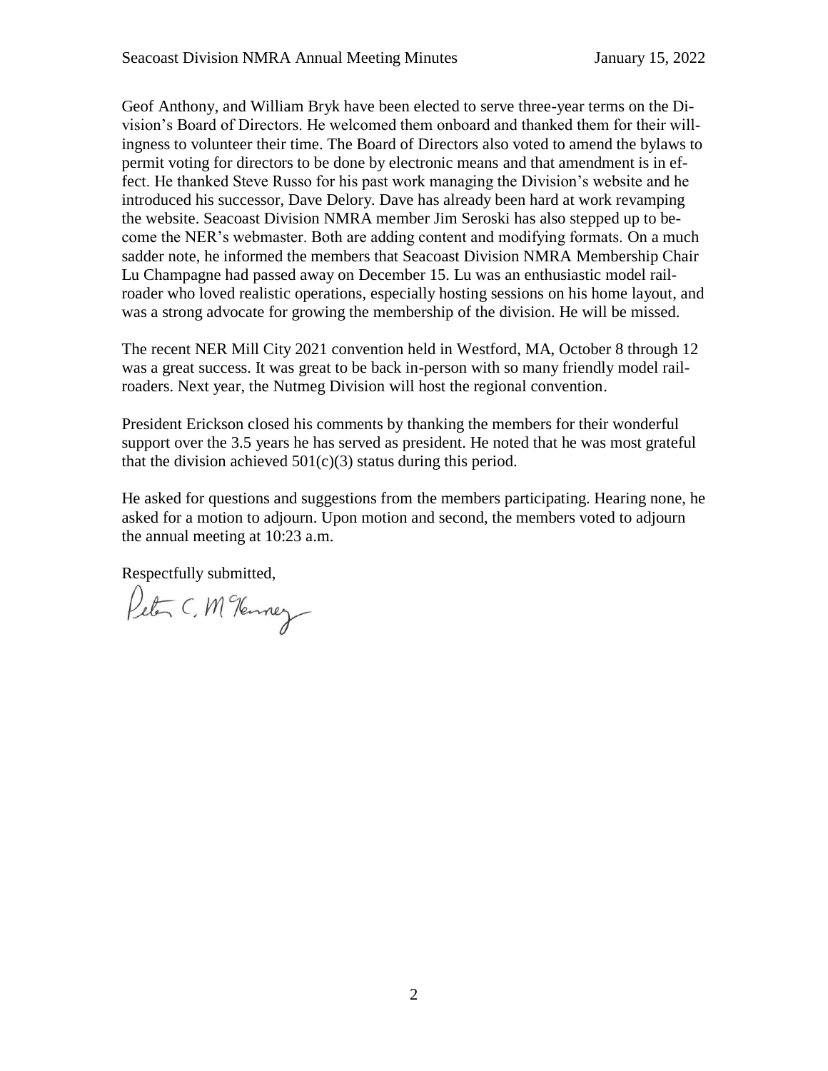Geof Anthony, and William Bryk have been elected to serve three-year terms on the Division's Board of Directors. He welcomed them onboard and thanked them for their willingness to volunteer their time. The Board of Directors also voted to amend the bylaws to permit voting for directors to be done by electronic means and that amendment is in effect. He thanked Steve Russo for his past work managing the Division's website and he introduced his successor, Dave Delory. Dave has already been hard at work revamping the website. Seacoast Division NMRA member Jim Seroski has also stepped up to become the NER's webmaster. Both are adding content and modifying formats. On a much sadder note, he informed the members that Seacoast Division NMRA Membership Chair Lu Champagne had passed away on December 15. Lu was an enthusiastic model railroader who loved realistic operations, especially hosting sessions on his home layout, and was a strong advocate for growing the membership of the division. He will be missed.

The recent NER Mill City 2021 convention held in Westford, MA, October 8 through 12 was a great success. It was great to be back in-person with so many friendly model railroaders. Next year, the Nutmeg Division will host the regional convention.

President Erickson closed his comments by thanking the members for their wonderful support over the 3.5 years he has served as president. He noted that he was most grateful that the division achieved 501(c)(3) status during this period.

He asked for questions and suggestions from the members participating. Hearing none, he asked for a motion to adjourn. Upon motion and second, the members voted to adjourn the annual meeting at 10:23 a.m.

Respectfully submitted,

Peter C. McKenney